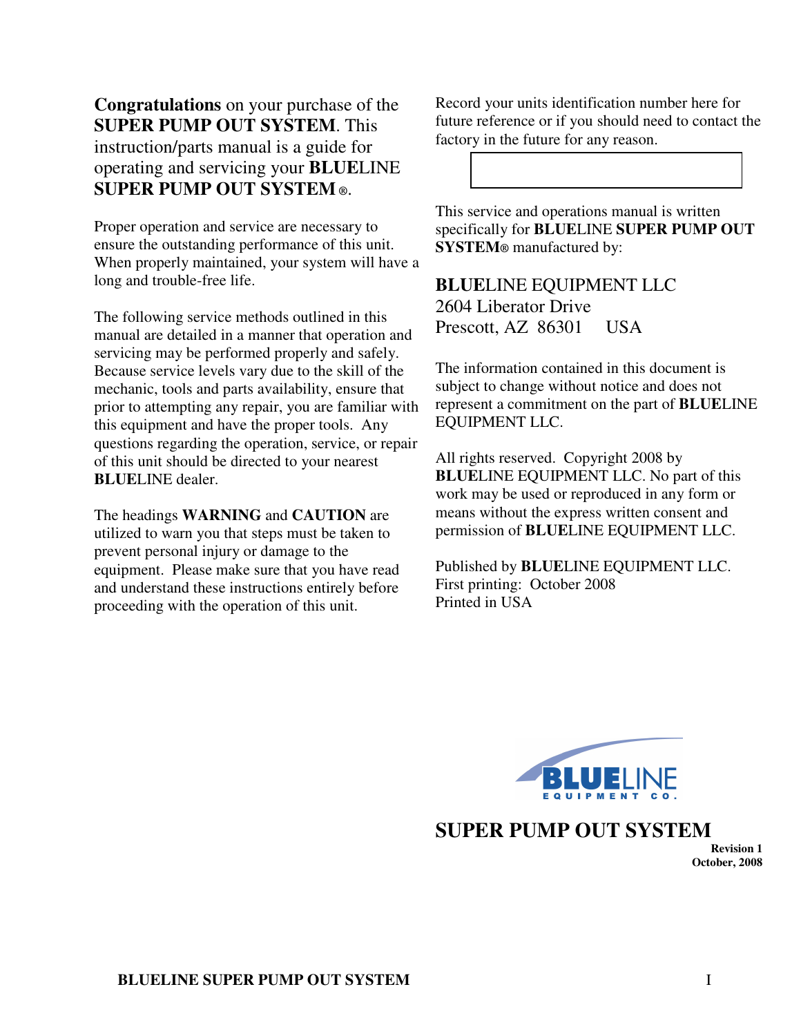**Congratulations** on your purchase of the **SUPER PUMP OUT SYSTEM**. This instruction/parts manual is a guide for operating and servicing your **BLUE**LINE **SUPER PUMP OUT SYSTEM®**.

Proper operation and service are necessary to ensure the outstanding performance of this unit. When properly maintained, your system will have a long and trouble-free life.

The following service methods outlined in this manual are detailed in a manner that operation and servicing may be performed properly and safely. Because service levels vary due to the skill of the mechanic, tools and parts availability, ensure that prior to attempting any repair, you are familiar with this equipment and have the proper tools. Any questions regarding the operation, service, or repair of this unit should be directed to your nearest **BLUE**LINE dealer.

The headings **WARNING** and **CAUTION** are utilized to warn you that steps must be taken to prevent personal injury or damage to the equipment. Please make sure that you have read and understand these instructions entirely before proceeding with the operation of this unit.

Record your units identification number here for future reference or if you should need to contact the factory in the future for any reason.

| |
|---|
| |

This service and operations manual is written specifically for **BLUE**LINE **SUPER PUMP OUT SYSTEM®** manufactured by:

**BLUE**LINE EQUIPMENT LLC
2604 Liberator Drive
Prescott, AZ 86301 USA

The information contained in this document is subject to change without notice and does not represent a commitment on the part of **BLUE**LINE EQUIPMENT LLC.

All rights reserved. Copyright 2008 by **BLUE**LINE EQUIPMENT LLC. No part of this work may be used or reproduced in any form or means without the express written consent and permission of **BLUE**LINE EQUIPMENT LLC.

Published by **BLUE**LINE EQUIPMENT LLC.
First printing: October 2008
Printed in USA

**BLUE**LINE
EQUIPMENT CO.

# SUPER PUMP OUT SYSTEM

**Revision 1**
**October, 2008**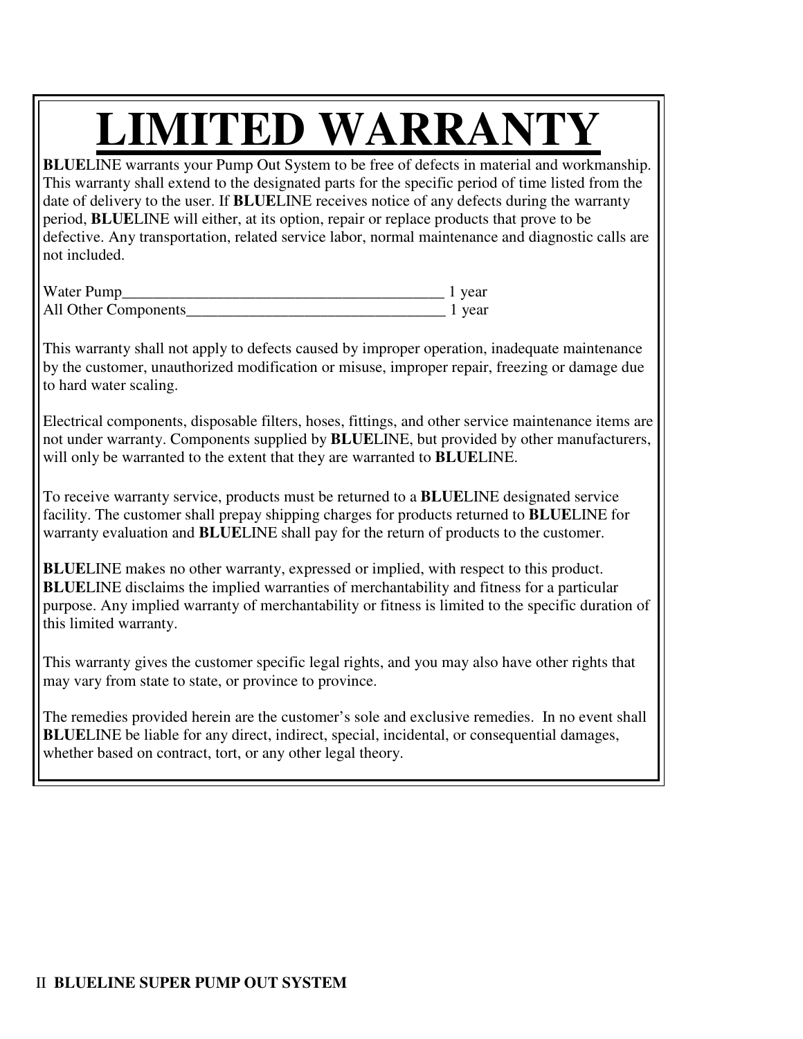# LIMITED WARRANTY

**BLUE**LINE warrants your Pump Out System to be free of defects in material and workmanship. This warranty shall extend to the designated parts for the specific period of time listed from the date of delivery to the user. If **BLUE**LINE receives notice of any defects during the warranty period, **BLUE**LINE will either, at its option, repair or replace products that prove to be defective. Any transportation, related service labor, normal maintenance and diagnostic calls are not included.

Water Pump__________________________________________ 1 year
All Other Components_________________________________ 1 year

This warranty shall not apply to defects caused by improper operation, inadequate maintenance by the customer, unauthorized modification or misuse, improper repair, freezing or damage due to hard water scaling.

Electrical components, disposable filters, hoses, fittings, and other service maintenance items are not under warranty. Components supplied by **BLUE**LINE, but provided by other manufacturers, will only be warranted to the extent that they are warranted to **BLUE**LINE.

To receive warranty service, products must be returned to a **BLUE**LINE designated service facility. The customer shall prepay shipping charges for products returned to **BLUE**LINE for warranty evaluation and **BLUE**LINE shall pay for the return of products to the customer.

**BLUE**LINE makes no other warranty, expressed or implied, with respect to this product. **BLUE**LINE disclaims the implied warranties of merchantability and fitness for a particular purpose. Any implied warranty of merchantability or fitness is limited to the specific duration of this limited warranty.

This warranty gives the customer specific legal rights, and you may also have other rights that may vary from state to state, or province to province.

The remedies provided herein are the customer's sole and exclusive remedies. In no event shall **BLUE**LINE be liable for any direct, indirect, special, incidental, or consequential damages, whether based on contract, tort, or any other legal theory.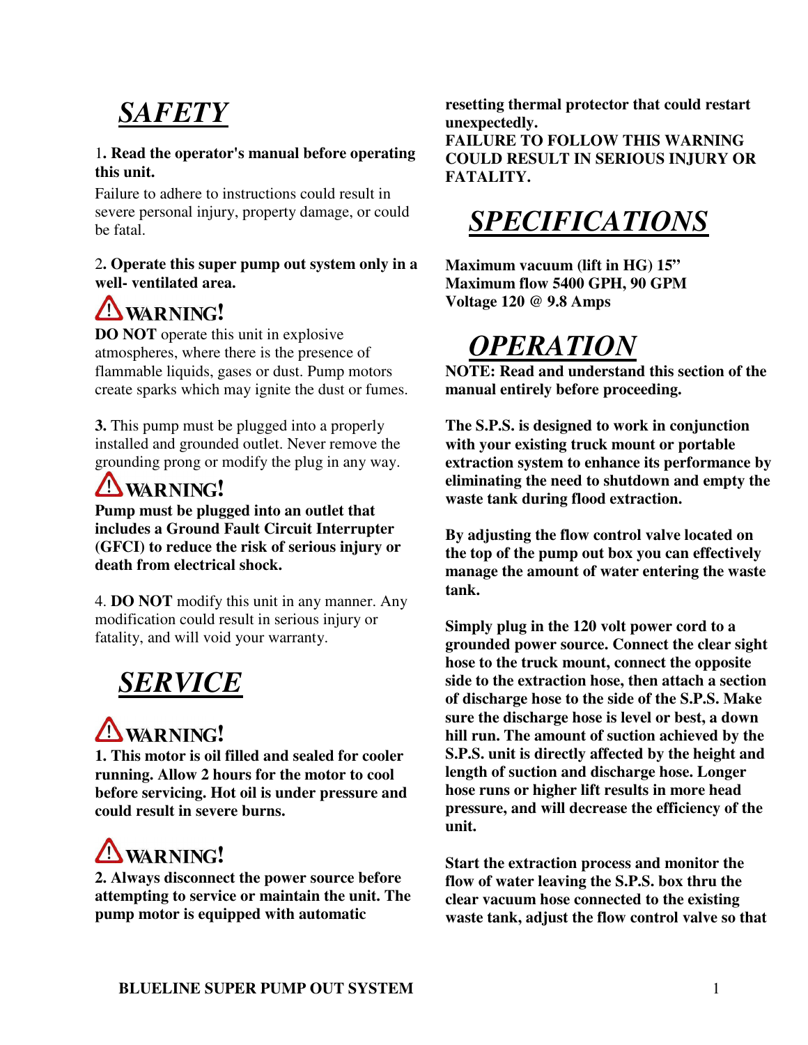# *SAFETY*

1**. Read the operator's manual before operating this unit.**

Failure to adhere to instructions could result in severe personal injury, property damage, or could be fatal.

2**. Operate this super pump out system only in a well- ventilated area.**

⚠ **WARNING!**

**DO NOT** operate this unit in explosive atmospheres, where there is the presence of flammable liquids, gases or dust. Pump motors create sparks which may ignite the dust or fumes.

**3.** This pump must be plugged into a properly installed and grounded outlet. Never remove the grounding prong or modify the plug in any way.

⚠ **WARNING!**

**Pump must be plugged into an outlet that includes a Ground Fault Circuit Interrupter (GFCI) to reduce the risk of serious injury or death from electrical shock.**

4. **DO NOT** modify this unit in any manner. Any modification could result in serious injury or fatality, and will void your warranty.

# *SERVICE*

⚠ **WARNING!**

**1. This motor is oil filled and sealed for cooler running. Allow 2 hours for the motor to cool before servicing. Hot oil is under pressure and could result in severe burns.**

⚠ **WARNING!**

**2. Always disconnect the power source before attempting to service or maintain the unit. The pump motor is equipped with automatic resetting thermal protector that could restart unexpectedly.**

**FAILURE TO FOLLOW THIS WARNING COULD RESULT IN SERIOUS INJURY OR FATALITY.**

# *SPECIFICATIONS*

**Maximum vacuum (lift in HG) 15"**
**Maximum flow 5400 GPH, 90 GPM**
**Voltage 120 @ 9.8 Amps**

# *OPERATION*

**NOTE: Read and understand this section of the manual entirely before proceeding.**

**The S.P.S. is designed to work in conjunction with your existing truck mount or portable extraction system to enhance its performance by eliminating the need to shutdown and empty the waste tank during flood extraction.**

**By adjusting the flow control valve located on the top of the pump out box you can effectively manage the amount of water entering the waste tank.**

**Simply plug in the 120 volt power cord to a grounded power source. Connect the clear sight hose to the truck mount, connect the opposite side to the extraction hose, then attach a section of discharge hose to the side of the S.P.S. Make sure the discharge hose is level or best, a down hill run. The amount of suction achieved by the S.P.S. unit is directly affected by the height and length of suction and discharge hose. Longer hose runs or higher lift results in more head pressure, and will decrease the efficiency of the unit.**

**Start the extraction process and monitor the flow of water leaving the S.P.S. box thru the clear vacuum hose connected to the existing waste tank, adjust the flow control valve so that**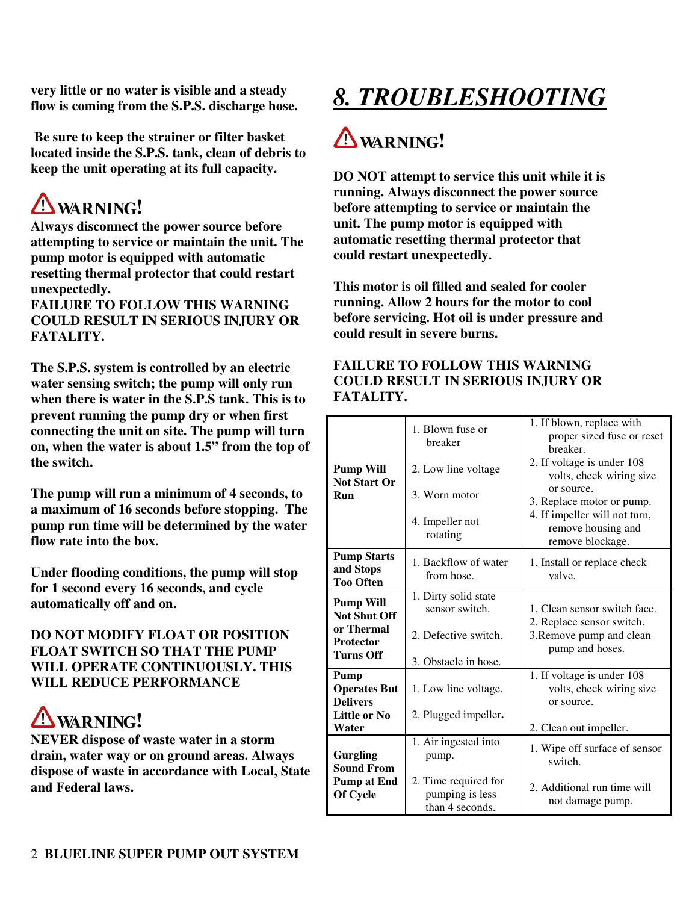**very little or no water is visible and a steady flow is coming from the S.P.S. discharge hose.**

**Be sure to keep the strainer or filter basket located inside the S.P.S. tank, clean of debris to keep the unit operating at its full capacity.**

**⚠ WARNING!**

**Always disconnect the power source before attempting to service or maintain the unit. The pump motor is equipped with automatic resetting thermal protector that could restart unexpectedly.**
**FAILURE TO FOLLOW THIS WARNING COULD RESULT IN SERIOUS INJURY OR FATALITY.**

**The S.P.S. system is controlled by an electric water sensing switch; the pump will only run when there is water in the S.P.S tank. This is to prevent running the pump dry or when first connecting the unit on site. The pump will turn on, when the water is about 1.5" from the top of the switch.**

**The pump will run a minimum of 4 seconds, to a maximum of 16 seconds before stopping. The pump run time will be determined by the water flow rate into the box.**

**Under flooding conditions, the pump will stop for 1 second every 16 seconds, and cycle automatically off and on.**

**DO NOT MODIFY FLOAT OR POSITION FLOAT SWITCH SO THAT THE PUMP WILL OPERATE CONTINUOUSLY. THIS WILL REDUCE PERFORMANCE**

**⚠ WARNING!**

**NEVER dispose of waste water in a storm drain, water way or on ground areas. Always dispose of waste in accordance with Local, State and Federal laws.**

# *8. TROUBLESHOOTING*

**⚠ WARNING!**

**DO NOT attempt to service this unit while it is running. Always disconnect the power source before attempting to service or maintain the unit. The pump motor is equipped with automatic resetting thermal protector that could restart unexpectedly.**

**This motor is oil filled and sealed for cooler running. Allow 2 hours for the motor to cool before servicing. Hot oil is under pressure and could result in severe burns.**

**FAILURE TO FOLLOW THIS WARNING COULD RESULT IN SERIOUS INJURY OR FATALITY.**

| | | |
|---|---|---|
| **Pump Will Not Start Or Run** | 1. Blown fuse or breaker<br>2. Low line voltage<br>3. Worn motor<br>4. Impeller not rotating | 1. If blown, replace with proper sized fuse or reset breaker.<br>2. If voltage is under 108 volts, check wiring size or source.<br>3. Replace motor or pump.<br>4. If impeller will not turn, remove housing and remove blockage. |
| **Pump Starts and Stops Too Often** | 1. Backflow of water from hose. | 1. Install or replace check valve. |
| **Pump Will Not Shut Off or Thermal Protector Turns Off** | 1. Dirty solid state sensor switch.<br>2. Defective switch.<br>3. Obstacle in hose. | 1. Clean sensor switch face.<br>2. Replace sensor switch.<br>3.Remove pump and clean pump and hoses. |
| **Pump Operates But Delivers Little or No Water** | 1. Low line voltage.<br>2. Plugged impeller. | 1. If voltage is under 108 volts, check wiring size or source.<br>2. Clean out impeller. |
| **Gurgling Sound From Pump at End Of Cycle** | 1. Air ingested into pump.<br>2. Time required for pumping is less than 4 seconds. | 1. Wipe off surface of sensor switch.<br>2. Additional run time will not damage pump. |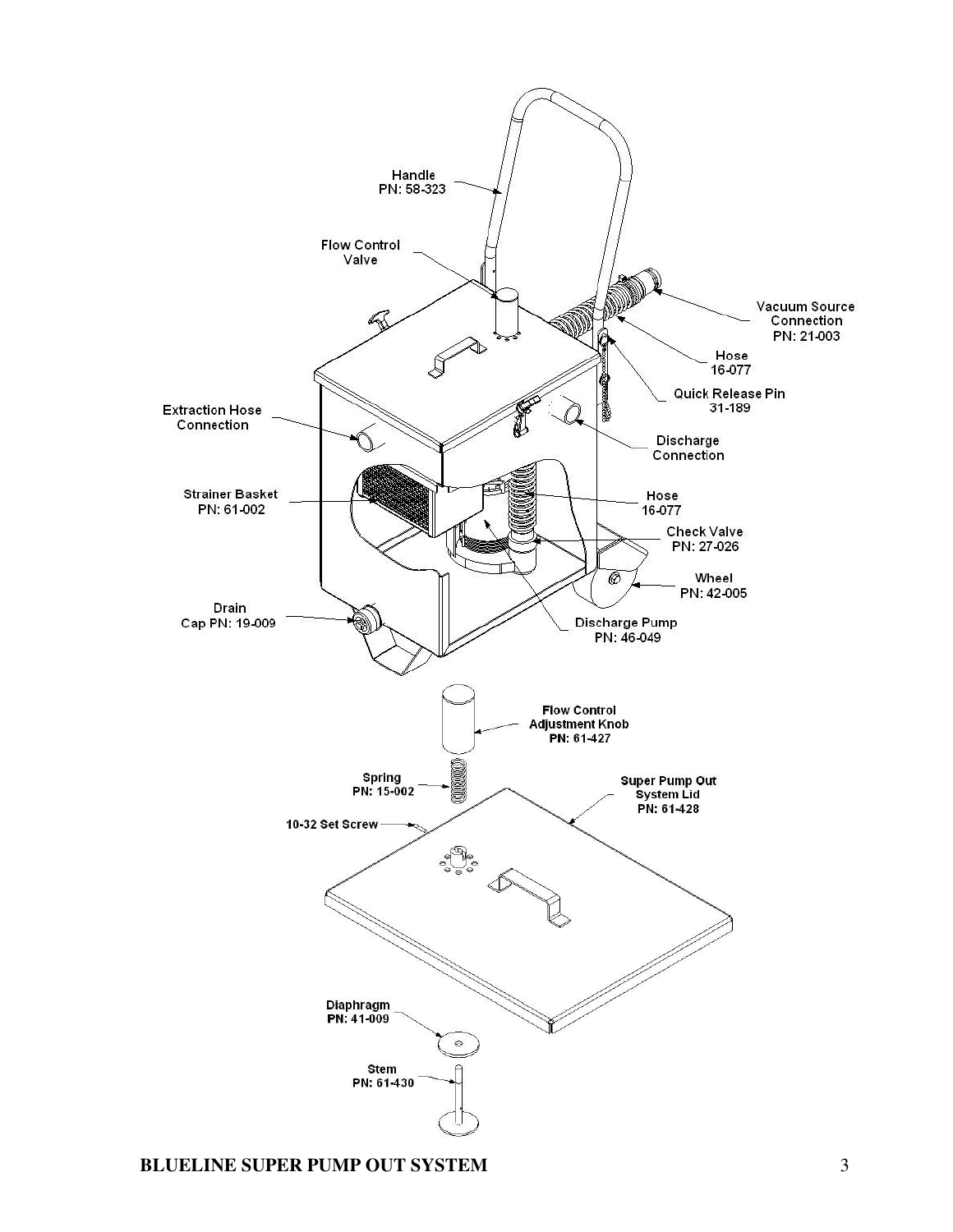Handle
PN: 58-323

Flow Control
Valve

Vacuum Source
Connection
PN: 21-003

Hose
16-077

Quick Release Pin
31-189

Extraction Hose
Connection

Discharge
Connection

Strainer Basket
PN: 61-002

Hose
16-077

Check Valve
PN: 27-026

Wheel
PN: 42-005

Drain
Cap PN: 19-009

Discharge Pump
PN: 46-049

**Flow Control**
**Adjustment Knob**
**PN: 61-427**

**Spring**
**PN: 15-002**

**Super Pump Out**
**System Lid**
**PN: 61-428**

**10-32 Set Screw**

**Diaphragm**
**PN: 41-009**

**Stem**
**PN: 61-430**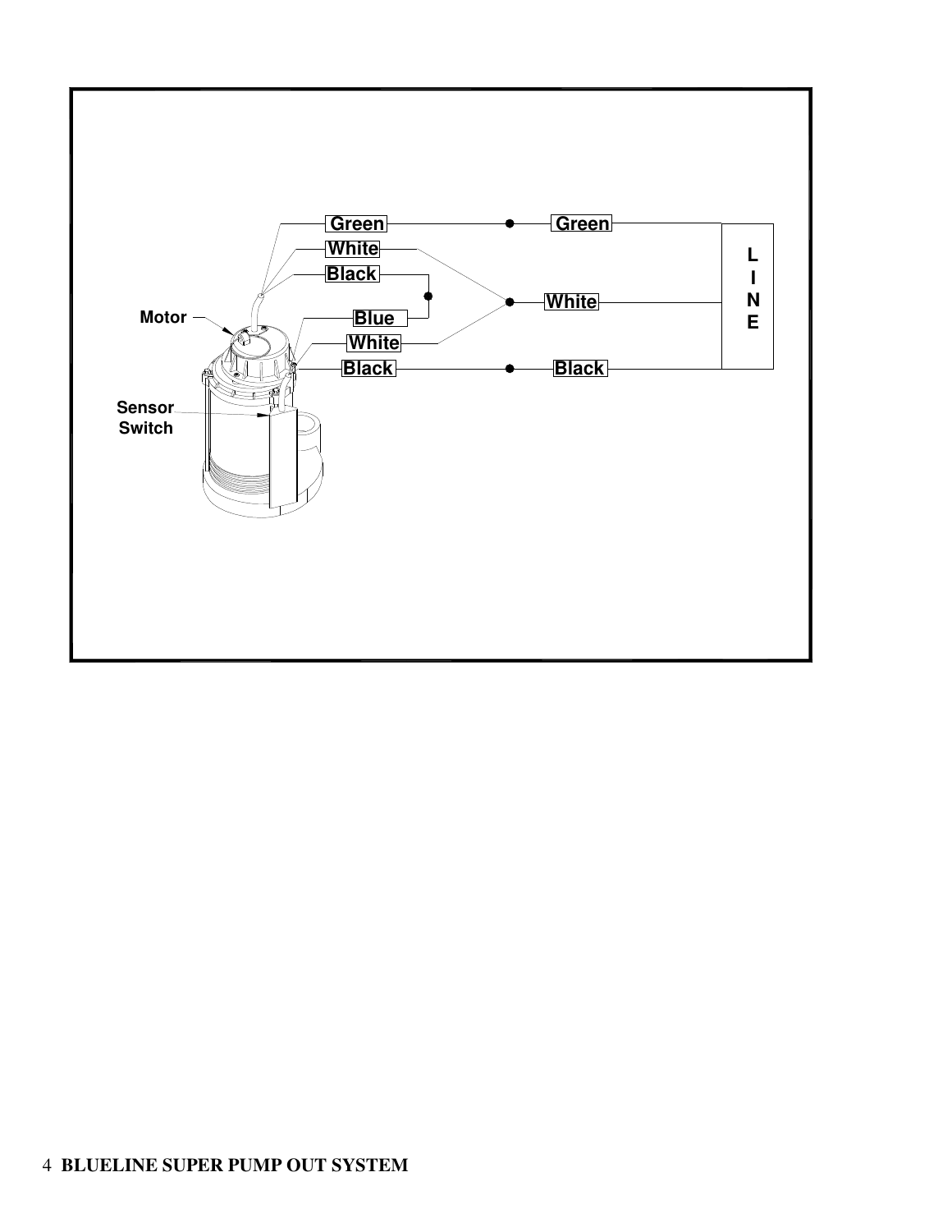Green
White
Black
Motor
Blue
White
Black
Green
White
Black
L I N E
Sensor Switch